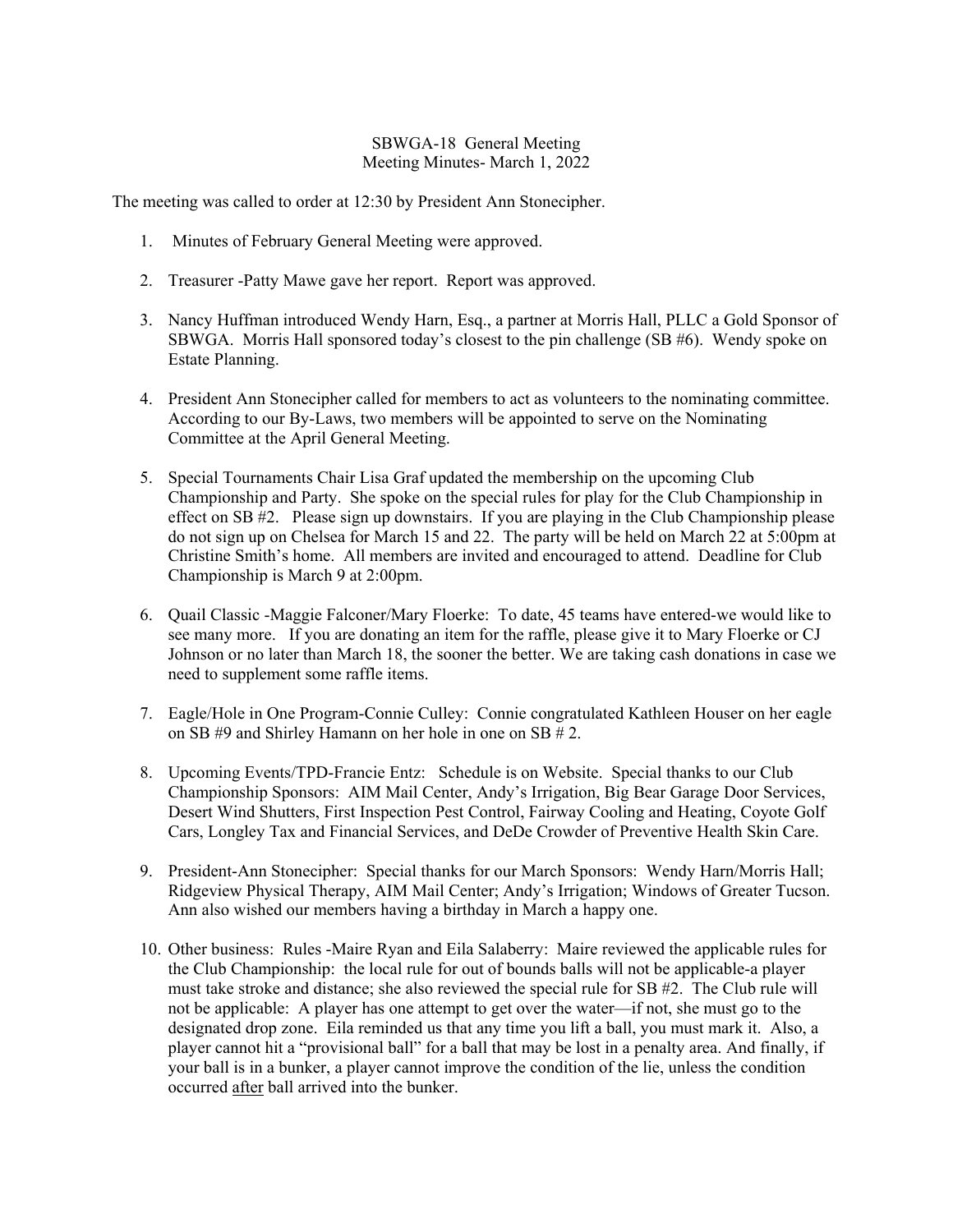SBWGA-18 General Meeting
Meeting Minutes- March 1, 2022

The meeting was called to order at 12:30 by President Ann Stonecipher.

1. Minutes of February General Meeting were approved.

2. Treasurer -Patty Mawe gave her report. Report was approved.

3. Nancy Huffman introduced Wendy Harn, Esq., a partner at Morris Hall, PLLC a Gold Sponsor of SBWGA. Morris Hall sponsored today's closest to the pin challenge (SB #6). Wendy spoke on Estate Planning.

4. President Ann Stonecipher called for members to act as volunteers to the nominating committee. According to our By-Laws, two members will be appointed to serve on the Nominating Committee at the April General Meeting.

5. Special Tournaments Chair Lisa Graf updated the membership on the upcoming Club Championship and Party. She spoke on the special rules for play for the Club Championship in effect on SB #2. Please sign up downstairs. If you are playing in the Club Championship please do not sign up on Chelsea for March 15 and 22. The party will be held on March 22 at 5:00pm at Christine Smith's home. All members are invited and encouraged to attend. Deadline for Club Championship is March 9 at 2:00pm.

6. Quail Classic -Maggie Falconer/Mary Floerke: To date, 45 teams have entered-we would like to see many more. If you are donating an item for the raffle, please give it to Mary Floerke or CJ Johnson or no later than March 18, the sooner the better. We are taking cash donations in case we need to supplement some raffle items.

7. Eagle/Hole in One Program-Connie Culley: Connie congratulated Kathleen Houser on her eagle on SB #9 and Shirley Hamann on her hole in one on SB # 2.

8. Upcoming Events/TPD-Francie Entz: Schedule is on Website. Special thanks to our Club Championship Sponsors: AIM Mail Center, Andy's Irrigation, Big Bear Garage Door Services, Desert Wind Shutters, First Inspection Pest Control, Fairway Cooling and Heating, Coyote Golf Cars, Longley Tax and Financial Services, and DeDe Crowder of Preventive Health Skin Care.

9. President-Ann Stonecipher: Special thanks for our March Sponsors: Wendy Harn/Morris Hall; Ridgeview Physical Therapy, AIM Mail Center; Andy's Irrigation; Windows of Greater Tucson. Ann also wished our members having a birthday in March a happy one.

10. Other business: Rules -Maire Ryan and Eila Salaberry: Maire reviewed the applicable rules for the Club Championship: the local rule for out of bounds balls will not be applicable-a player must take stroke and distance; she also reviewed the special rule for SB #2. The Club rule will not be applicable: A player has one attempt to get over the water—if not, she must go to the designated drop zone. Eila reminded us that any time you lift a ball, you must mark it. Also, a player cannot hit a "provisional ball" for a ball that may be lost in a penalty area. And finally, if your ball is in a bunker, a player cannot improve the condition of the lie, unless the condition occurred <u>after</u> ball arrived into the bunker.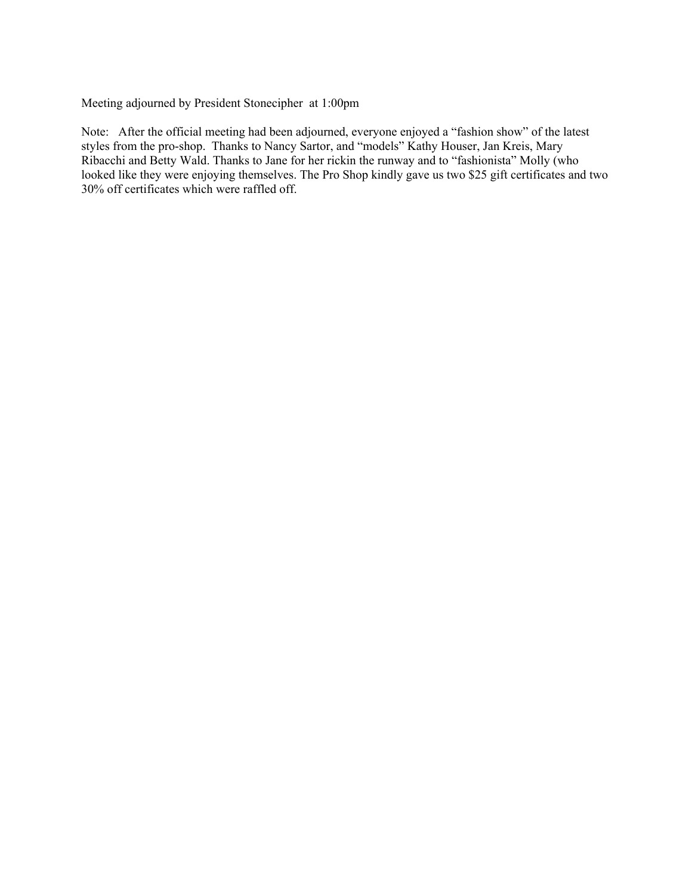Meeting adjourned by President Stonecipher at 1:00pm

Note: After the official meeting had been adjourned, everyone enjoyed a "fashion show" of the latest styles from the pro-shop. Thanks to Nancy Sartor, and "models" Kathy Houser, Jan Kreis, Mary Ribacchi and Betty Wald. Thanks to Jane for her rickin the runway and to "fashionista" Molly (who looked like they were enjoying themselves. The Pro Shop kindly gave us two $25 gift certificates and two 30% off certificates which were raffled off.